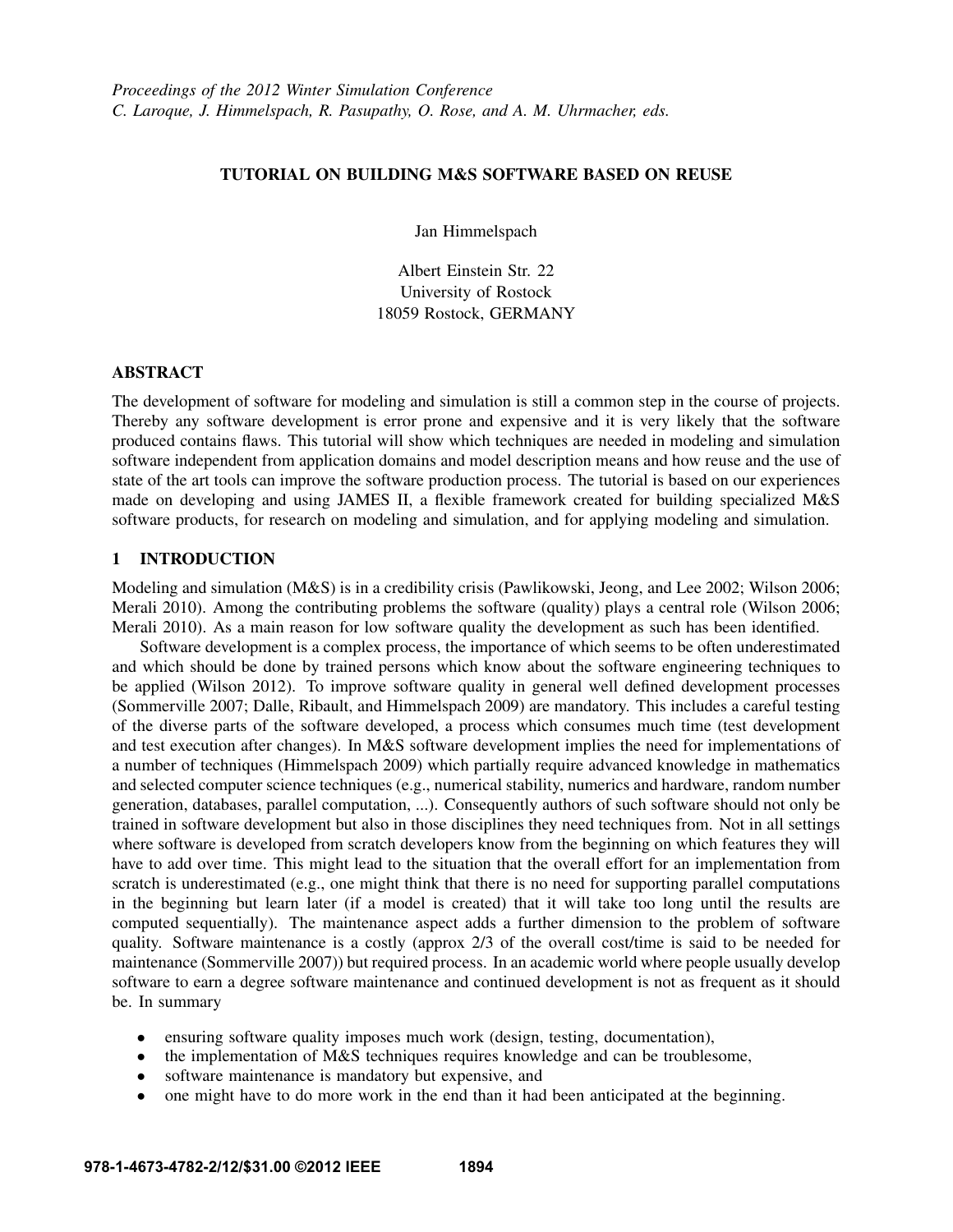*Proceedings of the 2012 Winter Simulation Conference*
*C. Laroque, J. Himmelspach, R. Pasupathy, O. Rose, and A. M. Uhrmacher, eds.*

# TUTORIAL ON BUILDING M&S SOFTWARE BASED ON REUSE

Jan Himmelspach

Albert Einstein Str. 22
University of Rostock
18059 Rostock, GERMANY

## ABSTRACT

The development of software for modeling and simulation is still a common step in the course of projects. Thereby any software development is error prone and expensive and it is very likely that the software produced contains flaws. This tutorial will show which techniques are needed in modeling and simulation software independent from application domains and model description means and how reuse and the use of state of the art tools can improve the software production process. The tutorial is based on our experiences made on developing and using JAMES II, a flexible framework created for building specialized M&S software products, for research on modeling and simulation, and for applying modeling and simulation.

## 1 INTRODUCTION

Modeling and simulation (M&S) is in a credibility crisis (Pawlikowski, Jeong, and Lee 2002; Wilson 2006; Merali 2010). Among the contributing problems the software (quality) plays a central role (Wilson 2006; Merali 2010). As a main reason for low software quality the development as such has been identified.

Software development is a complex process, the importance of which seems to be often underestimated and which should be done by trained persons which know about the software engineering techniques to be applied (Wilson 2012). To improve software quality in general well defined development processes (Sommerville 2007; Dalle, Ribault, and Himmelspach 2009) are mandatory. This includes a careful testing of the diverse parts of the software developed, a process which consumes much time (test development and test execution after changes). In M&S software development implies the need for implementations of a number of techniques (Himmelspach 2009) which partially require advanced knowledge in mathematics and selected computer science techniques (e.g., numerical stability, numerics and hardware, random number generation, databases, parallel computation, ...). Consequently authors of such software should not only be trained in software development but also in those disciplines they need techniques from. Not in all settings where software is developed from scratch developers know from the beginning on which features they will have to add over time. This might lead to the situation that the overall effort for an implementation from scratch is underestimated (e.g., one might think that there is no need for supporting parallel computations in the beginning but learn later (if a model is created) that it will take too long until the results are computed sequentially). The maintenance aspect adds a further dimension to the problem of software quality. Software maintenance is a costly (approx 2/3 of the overall cost/time is said to be needed for maintenance (Sommerville 2007)) but required process. In an academic world where people usually develop software to earn a degree software maintenance and continued development is not as frequent as it should be. In summary

- ensuring software quality imposes much work (design, testing, documentation),
- the implementation of M&S techniques requires knowledge and can be troublesome,
- software maintenance is mandatory but expensive, and
- one might have to do more work in the end than it had been anticipated at the beginning.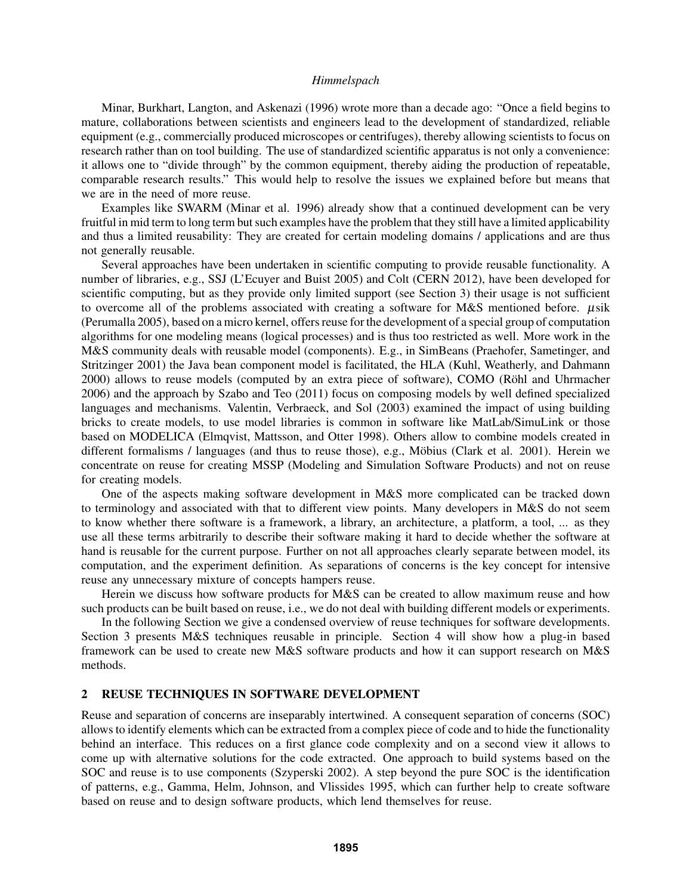Minar, Burkhart, Langton, and Askenazi (1996) wrote more than a decade ago: "Once a field begins to mature, collaborations between scientists and engineers lead to the development of standardized, reliable equipment (e.g., commercially produced microscopes or centrifuges), thereby allowing scientists to focus on research rather than on tool building. The use of standardized scientific apparatus is not only a convenience: it allows one to "divide through" by the common equipment, thereby aiding the production of repeatable, comparable research results." This would help to resolve the issues we explained before but means that we are in the need of more reuse.

Examples like SWARM (Minar et al. 1996) already show that a continued development can be very fruitful in mid term to long term but such examples have the problem that they still have a limited applicability and thus a limited reusability: They are created for certain modeling domains / applications and are thus not generally reusable.

Several approaches have been undertaken in scientific computing to provide reusable functionality. A number of libraries, e.g., SSJ (L'Ecuyer and Buist 2005) and Colt (CERN 2012), have been developed for scientific computing, but as they provide only limited support (see Section 3) their usage is not sufficient to overcome all of the problems associated with creating a software for M&S mentioned before. $\mu$sik (Perumalla 2005), based on a micro kernel, offers reuse for the development of a special group of computation algorithms for one modeling means (logical processes) and is thus too restricted as well. More work in the M&S community deals with reusable model (components). E.g., in SimBeans (Praehofer, Sametinger, and Stritzinger 2001) the Java bean component model is facilitated, the HLA (Kuhl, Weatherly, and Dahmann 2000) allows to reuse models (computed by an extra piece of software), COMO (Röhl and Uhrmacher 2006) and the approach by Szabo and Teo (2011) focus on composing models by well defined specialized languages and mechanisms. Valentin, Verbraeck, and Sol (2003) examined the impact of using building bricks to create models, to use model libraries is common in software like MatLab/SimuLink or those based on MODELICA (Elmqvist, Mattsson, and Otter 1998). Others allow to combine models created in different formalisms / languages (and thus to reuse those), e.g., Möbius (Clark et al. 2001). Herein we concentrate on reuse for creating MSSP (Modeling and Simulation Software Products) and not on reuse for creating models.

One of the aspects making software development in M&S more complicated can be tracked down to terminology and associated with that to different view points. Many developers in M&S do not seem to know whether there software is a framework, a library, an architecture, a platform, a tool, ... as they use all these terms arbitrarily to describe their software making it hard to decide whether the software at hand is reusable for the current purpose. Further on not all approaches clearly separate between model, its computation, and the experiment definition. As separations of concerns is the key concept for intensive reuse any unnecessary mixture of concepts hampers reuse.

Herein we discuss how software products for M&S can be created to allow maximum reuse and how such products can be built based on reuse, i.e., we do not deal with building different models or experiments.

In the following Section we give a condensed overview of reuse techniques for software developments. Section 3 presents M&S techniques reusable in principle. Section 4 will show how a plug-in based framework can be used to create new M&S software products and how it can support research on M&S methods.

## 2 REUSE TECHNIQUES IN SOFTWARE DEVELOPMENT

Reuse and separation of concerns are inseparably intertwined. A consequent separation of concerns (SOC) allows to identify elements which can be extracted from a complex piece of code and to hide the functionality behind an interface. This reduces on a first glance code complexity and on a second view it allows to come up with alternative solutions for the code extracted. One approach to build systems based on the SOC and reuse is to use components (Szyperski 2002). A step beyond the pure SOC is the identification of patterns, e.g., Gamma, Helm, Johnson, and Vlissides 1995, which can further help to create software based on reuse and to design software products, which lend themselves for reuse.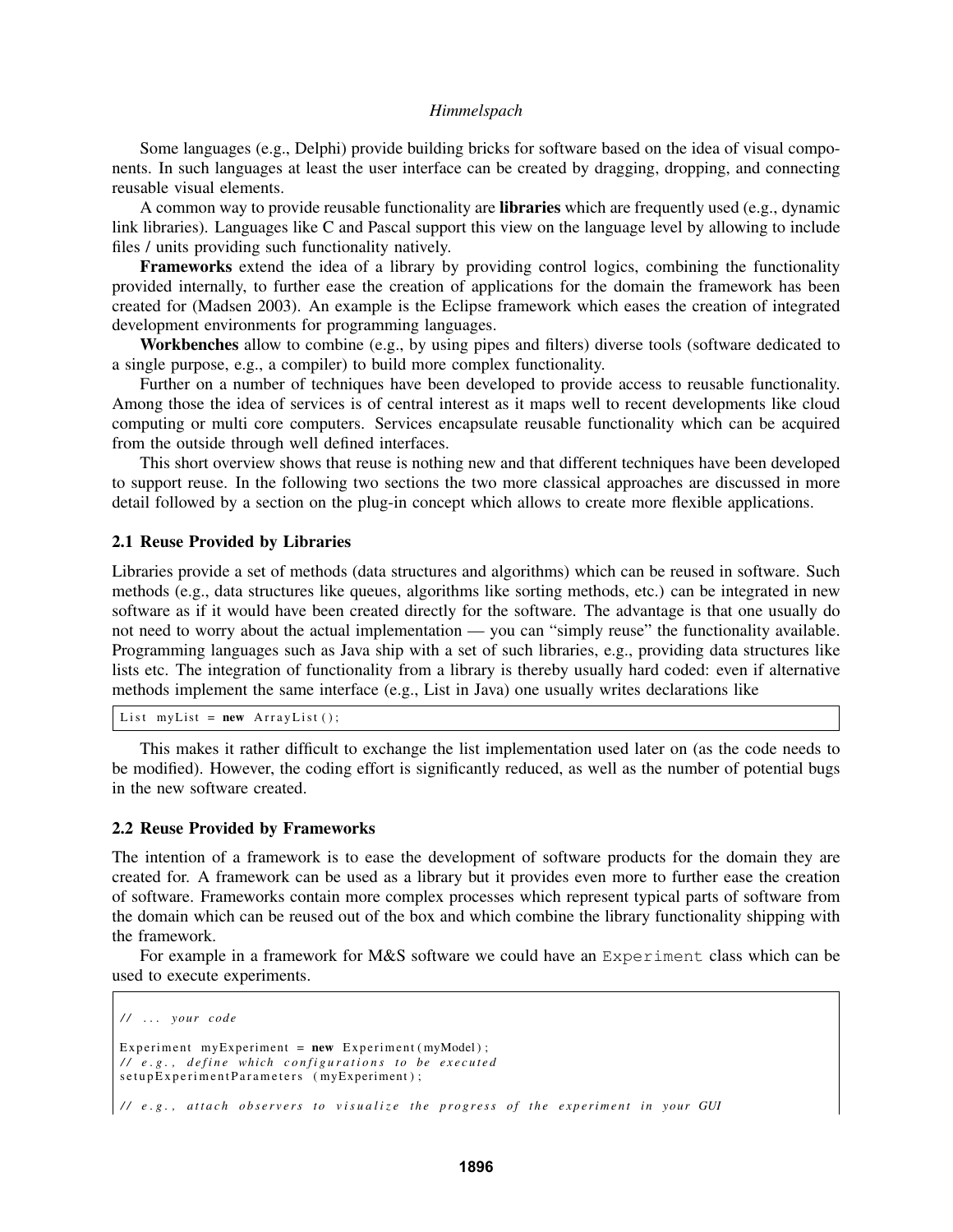Some languages (e.g., Delphi) provide building bricks for software based on the idea of visual components. In such languages at least the user interface can be created by dragging, dropping, and connecting reusable visual elements.

A common way to provide reusable functionality are **libraries** which are frequently used (e.g., dynamic link libraries). Languages like C and Pascal support this view on the language level by allowing to include files / units providing such functionality natively.

**Frameworks** extend the idea of a library by providing control logics, combining the functionality provided internally, to further ease the creation of applications for the domain the framework has been created for (Madsen 2003). An example is the Eclipse framework which eases the creation of integrated development environments for programming languages.

**Workbenches** allow to combine (e.g., by using pipes and filters) diverse tools (software dedicated to a single purpose, e.g., a compiler) to build more complex functionality.

Further on a number of techniques have been developed to provide access to reusable functionality. Among those the idea of services is of central interest as it maps well to recent developments like cloud computing or multi core computers. Services encapsulate reusable functionality which can be acquired from the outside through well defined interfaces.

This short overview shows that reuse is nothing new and that different techniques have been developed to support reuse. In the following two sections the two more classical approaches are discussed in more detail followed by a section on the plug-in concept which allows to create more flexible applications.

### 2.1 Reuse Provided by Libraries

Libraries provide a set of methods (data structures and algorithms) which can be reused in software. Such methods (e.g., data structures like queues, algorithms like sorting methods, etc.) can be integrated in new software as if it would have been created directly for the software. The advantage is that one usually do not need to worry about the actual implementation — you can "simply reuse" the functionality available. Programming languages such as Java ship with a set of such libraries, e.g., providing data structures like lists etc. The integration of functionality from a library is thereby usually hard coded: even if alternative methods implement the same interface (e.g., List in Java) one usually writes declarations like

```
List myList = new ArrayList();
```

This makes it rather difficult to exchange the list implementation used later on (as the code needs to be modified). However, the coding effort is significantly reduced, as well as the number of potential bugs in the new software created.

### 2.2 Reuse Provided by Frameworks

The intention of a framework is to ease the development of software products for the domain they are created for. A framework can be used as a library but it provides even more to further ease the creation of software. Frameworks contain more complex processes which represent typical parts of software from the domain which can be reused out of the box and which combine the library functionality shipping with the framework.

For example in a framework for M&S software we could have an `Experiment` class which can be used to execute experiments.

```
// ... your code

Experiment myExperiment = new Experiment(myModel);
// e.g., define which configurations to be executed
setupExperimentParameters (myExperiment);

// e.g., attach observers to visualize the progress of the experiment in your GUI
```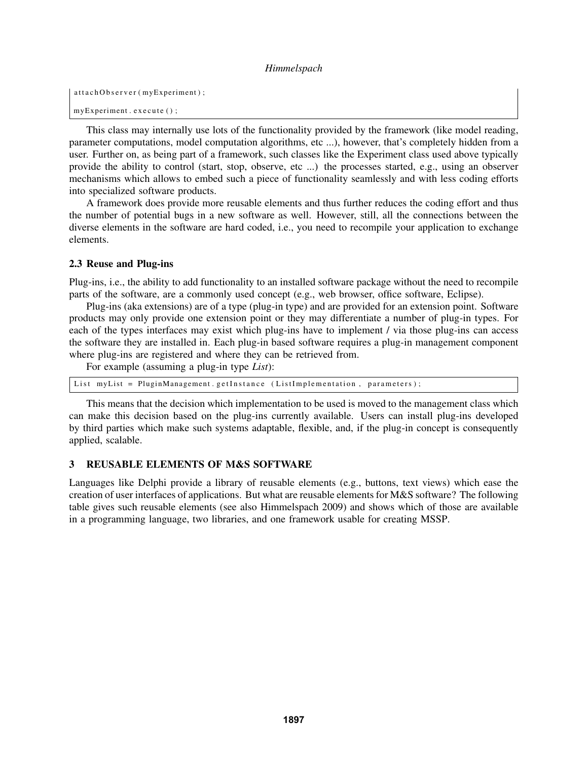```
attachObserver(myExperiment);

myExperiment.execute();
```

This class may internally use lots of the functionality provided by the framework (like model reading, parameter computations, model computation algorithms, etc ...), however, that's completely hidden from a user. Further on, as being part of a framework, such classes like the Experiment class used above typically provide the ability to control (start, stop, observe, etc ...) the processes started, e.g., using an observer mechanisms which allows to embed such a piece of functionality seamlessly and with less coding efforts into specialized software products.

A framework does provide more reusable elements and thus further reduces the coding effort and thus the number of potential bugs in a new software as well. However, still, all the connections between the diverse elements in the software are hard coded, i.e., you need to recompile your application to exchange elements.

### 2.3 Reuse and Plug-ins

Plug-ins, i.e., the ability to add functionality to an installed software package without the need to recompile parts of the software, are a commonly used concept (e.g., web browser, office software, Eclipse).

Plug-ins (aka extensions) are of a type (plug-in type) and are provided for an extension point. Software products may only provide one extension point or they may differentiate a number of plug-in types. For each of the types interfaces may exist which plug-ins have to implement / via those plug-ins can access the software they are installed in. Each plug-in based software requires a plug-in management component where plug-ins are registered and where they can be retrieved from.

For example (assuming a plug-in type *List*):

```
List myList = PluginManagement.getInstance (ListImplementation, parameters);
```

This means that the decision which implementation to be used is moved to the management class which can make this decision based on the plug-ins currently available. Users can install plug-ins developed by third parties which make such systems adaptable, flexible, and, if the plug-in concept is consequently applied, scalable.

## 3 REUSABLE ELEMENTS OF M&S SOFTWARE

Languages like Delphi provide a library of reusable elements (e.g., buttons, text views) which ease the creation of user interfaces of applications. But what are reusable elements for M&S software? The following table gives such reusable elements (see also Himmelspach 2009) and shows which of those are available in a programming language, two libraries, and one framework usable for creating MSSP.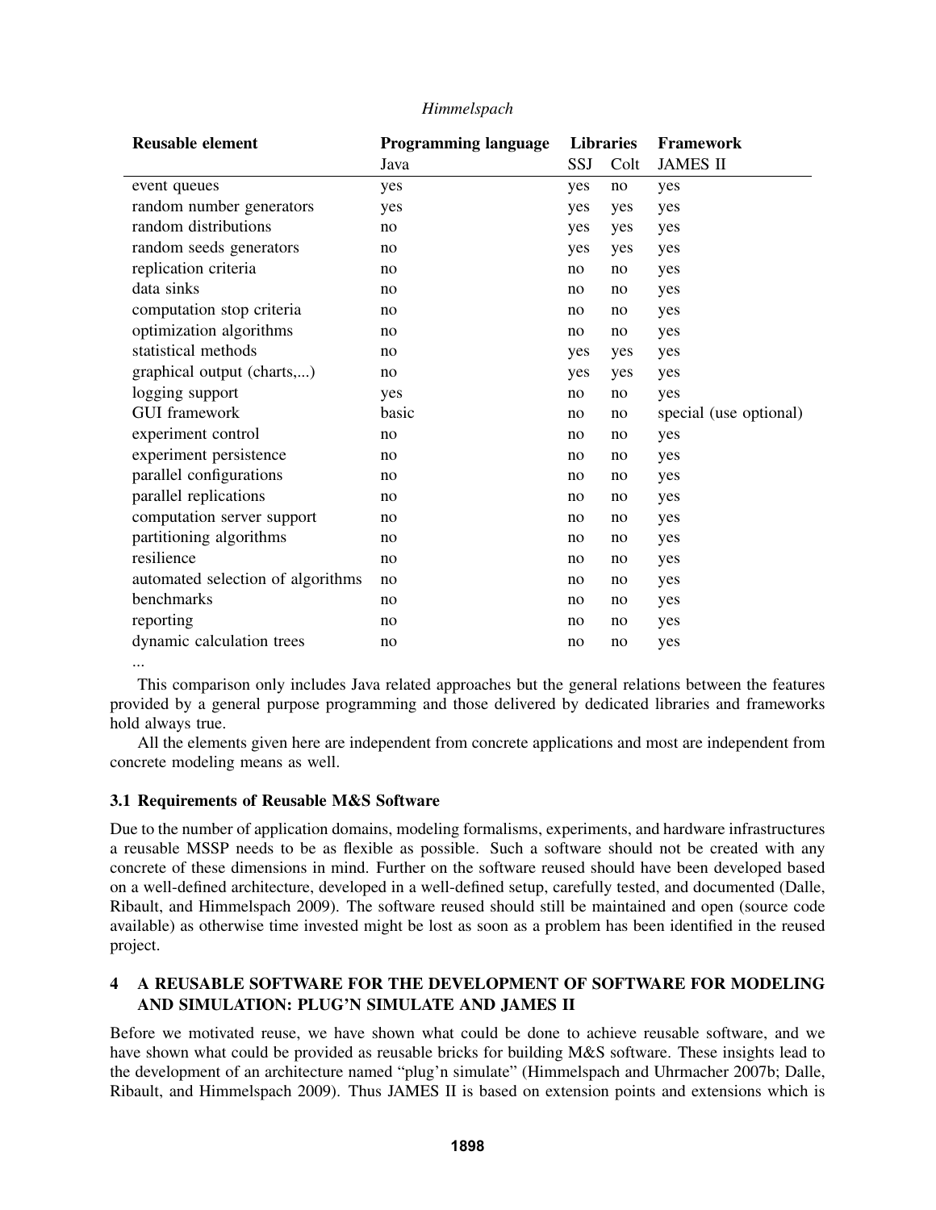| Reusable element | Programming language | Libraries | | Framework |
|---|---|---|---|---|
| | Java | SSJ | Colt | JAMES II |
| event queues | yes | yes | no | yes |
| random number generators | yes | yes | yes | yes |
| random distributions | no | yes | yes | yes |
| random seeds generators | no | yes | yes | yes |
| replication criteria | no | no | no | yes |
| data sinks | no | no | no | yes |
| computation stop criteria | no | no | no | yes |
| optimization algorithms | no | no | no | yes |
| statistical methods | no | yes | yes | yes |
| graphical output (charts,...) | no | yes | yes | yes |
| logging support | yes | no | no | yes |
| GUI framework | basic | no | no | special (use optional) |
| experiment control | no | no | no | yes |
| experiment persistence | no | no | no | yes |
| parallel configurations | no | no | no | yes |
| parallel replications | no | no | no | yes |
| computation server support | no | no | no | yes |
| partitioning algorithms | no | no | no | yes |
| resilience | no | no | no | yes |
| automated selection of algorithms | no | no | no | yes |
| benchmarks | no | no | no | yes |
| reporting | no | no | no | yes |
| dynamic calculation trees | no | no | no | yes |
| ... | | | | |

This comparison only includes Java related approaches but the general relations between the features provided by a general purpose programming and those delivered by dedicated libraries and frameworks hold always true.

All the elements given here are independent from concrete applications and most are independent from concrete modeling means as well.

### 3.1 Requirements of Reusable M&S Software

Due to the number of application domains, modeling formalisms, experiments, and hardware infrastructures a reusable MSSP needs to be as flexible as possible. Such a software should not be created with any concrete of these dimensions in mind. Further on the software reused should have been developed based on a well-defined architecture, developed in a well-defined setup, carefully tested, and documented (Dalle, Ribault, and Himmelspach 2009). The software reused should still be maintained and open (source code available) as otherwise time invested might be lost as soon as a problem has been identified in the reused project.

## 4 A REUSABLE SOFTWARE FOR THE DEVELOPMENT OF SOFTWARE FOR MODELING AND SIMULATION: PLUG'N SIMULATE AND JAMES II

Before we motivated reuse, we have shown what could be done to achieve reusable software, and we have shown what could be provided as reusable bricks for building M&S software. These insights lead to the development of an architecture named "plug'n simulate" (Himmelspach and Uhrmacher 2007b; Dalle, Ribault, and Himmelspach 2009). Thus JAMES II is based on extension points and extensions which is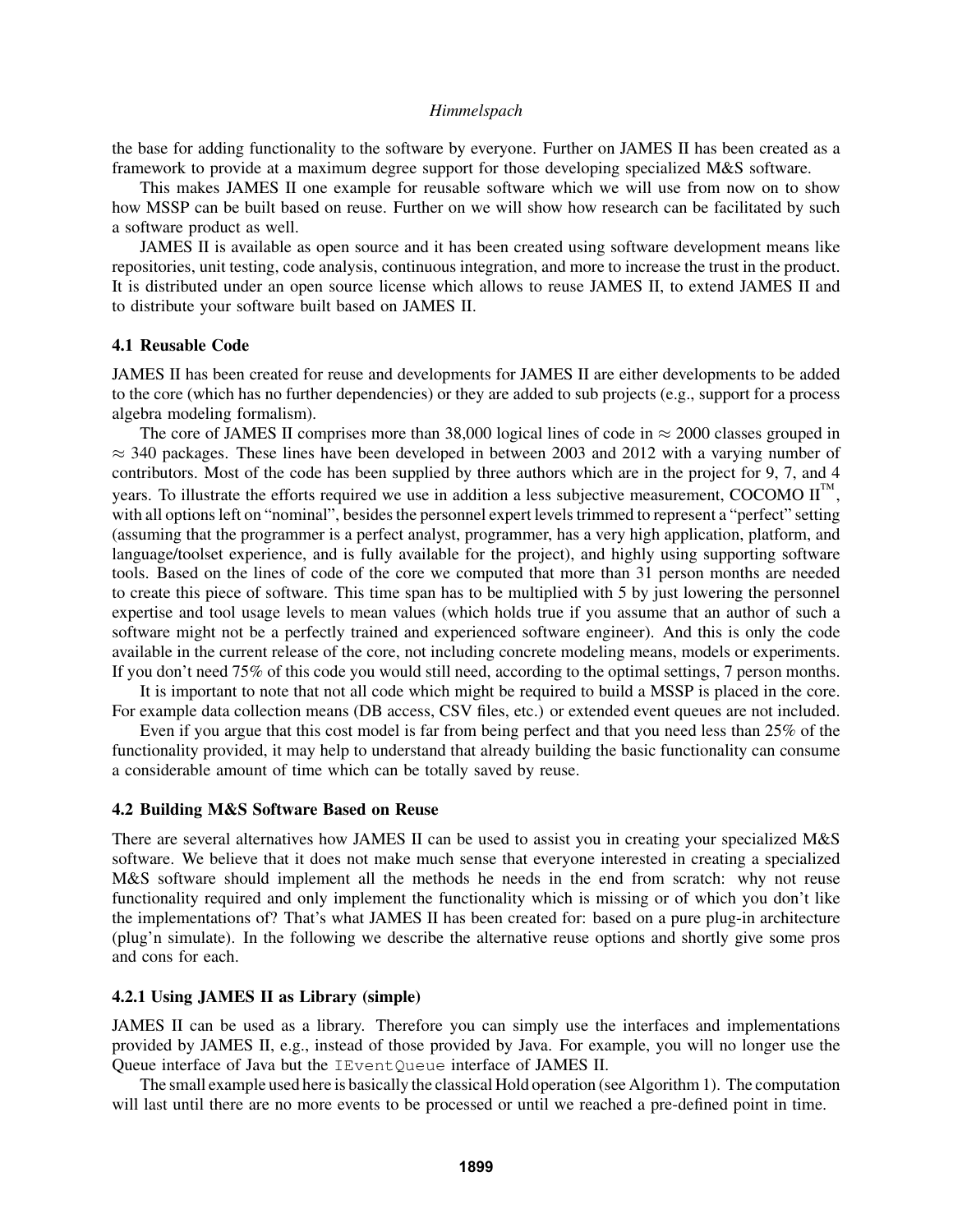the base for adding functionality to the software by everyone. Further on JAMES II has been created as a framework to provide at a maximum degree support for those developing specialized M&S software.

This makes JAMES II one example for reusable software which we will use from now on to show how MSSP can be built based on reuse. Further on we will show how research can be facilitated by such a software product as well.

JAMES II is available as open source and it has been created using software development means like repositories, unit testing, code analysis, continuous integration, and more to increase the trust in the product. It is distributed under an open source license which allows to reuse JAMES II, to extend JAMES II and to distribute your software built based on JAMES II.

### 4.1 Reusable Code

JAMES II has been created for reuse and developments for JAMES II are either developments to be added to the core (which has no further dependencies) or they are added to sub projects (e.g., support for a process algebra modeling formalism).

The core of JAMES II comprises more than 38,000 logical lines of code in $\approx$ 2000 classes grouped in $\approx$ 340 packages. These lines have been developed in between 2003 and 2012 with a varying number of contributors. Most of the code has been supplied by three authors which are in the project for 9, 7, and 4 years. To illustrate the efforts required we use in addition a less subjective measurement, COCOMO II™, with all options left on "nominal", besides the personnel expert levels trimmed to represent a "perfect" setting (assuming that the programmer is a perfect analyst, programmer, has a very high application, platform, and language/toolset experience, and is fully available for the project), and highly using supporting software tools. Based on the lines of code of the core we computed that more than 31 person months are needed to create this piece of software. This time span has to be multiplied with 5 by just lowering the personnel expertise and tool usage levels to mean values (which holds true if you assume that an author of such a software might not be a perfectly trained and experienced software engineer). And this is only the code available in the current release of the core, not including concrete modeling means, models or experiments. If you don't need 75% of this code you would still need, according to the optimal settings, 7 person months.

It is important to note that not all code which might be required to build a MSSP is placed in the core. For example data collection means (DB access, CSV files, etc.) or extended event queues are not included.

Even if you argue that this cost model is far from being perfect and that you need less than 25% of the functionality provided, it may help to understand that already building the basic functionality can consume a considerable amount of time which can be totally saved by reuse.

### 4.2 Building M&S Software Based on Reuse

There are several alternatives how JAMES II can be used to assist you in creating your specialized M&S software. We believe that it does not make much sense that everyone interested in creating a specialized M&S software should implement all the methods he needs in the end from scratch: why not reuse functionality required and only implement the functionality which is missing or of which you don't like the implementations of? That's what JAMES II has been created for: based on a pure plug-in architecture (plug'n simulate). In the following we describe the alternative reuse options and shortly give some pros and cons for each.

#### 4.2.1 Using JAMES II as Library (simple)

JAMES II can be used as a library. Therefore you can simply use the interfaces and implementations provided by JAMES II, e.g., instead of those provided by Java. For example, you will no longer use the Queue interface of Java but the `IEventQueue` interface of JAMES II.

The small example used here is basically the classical Hold operation (see Algorithm 1). The computation will last until there are no more events to be processed or until we reached a pre-defined point in time.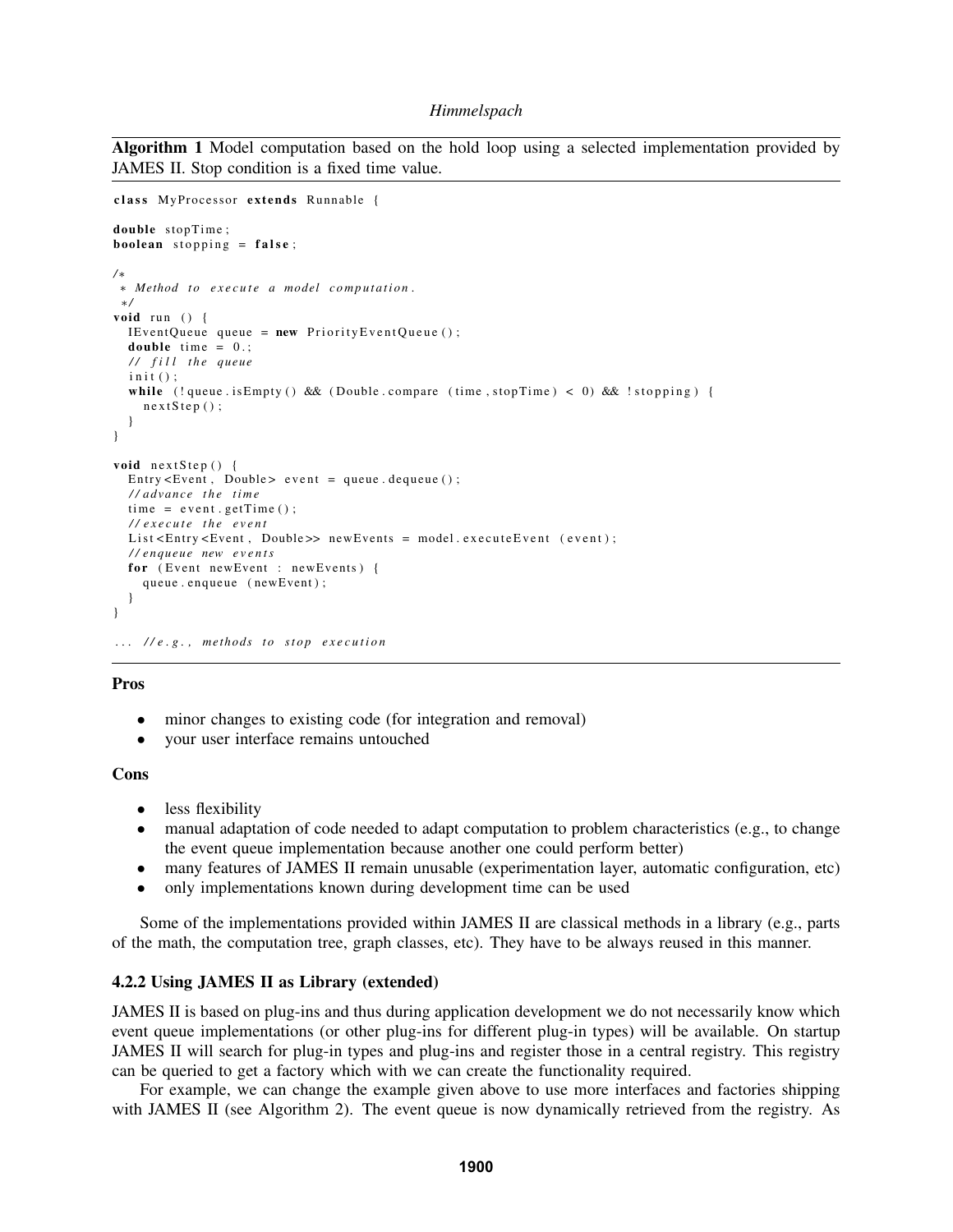**Algorithm 1** Model computation based on the hold loop using a selected implementation provided by JAMES II. Stop condition is a fixed time value.

```
class MyProcessor extends Runnable {

double stopTime;
boolean stopping = false;

/*
 * Method to execute a model computation.
 */
void run () {
  IEventQueue queue = new PriorityEventQueue();
  double time = 0.;
  // fill the queue
  init();
  while (!queue.isEmpty() && (Double.compare (time,stopTime) < 0) && !stopping) {
    nextStep();
  }
}

void nextStep() {
  Entry<Event, Double> event = queue.dequeue();
  //advance the time
  time = event.getTime();
  //execute the event
  List<Entry<Event, Double>> newEvents = model.executeEvent (event);
  //enqueue new events
  for (Event newEvent : newEvents) {
    queue.enqueue (newEvent);
  }
}

... //e.g., methods to stop execution
```

**Pros**

- minor changes to existing code (for integration and removal)
- your user interface remains untouched

**Cons**

- less flexibility
- manual adaptation of code needed to adapt computation to problem characteristics (e.g., to change the event queue implementation because another one could perform better)
- many features of JAMES II remain unusable (experimentation layer, automatic configuration, etc)
- only implementations known during development time can be used

Some of the implementations provided within JAMES II are classical methods in a library (e.g., parts of the math, the computation tree, graph classes, etc). They have to be always reused in this manner.

### 4.2.2 Using JAMES II as Library (extended)

JAMES II is based on plug-ins and thus during application development we do not necessarily know which event queue implementations (or other plug-ins for different plug-in types) will be available. On startup JAMES II will search for plug-in types and plug-ins and register those in a central registry. This registry can be queried to get a factory which with we can create the functionality required.

For example, we can change the example given above to use more interfaces and factories shipping with JAMES II (see Algorithm 2). The event queue is now dynamically retrieved from the registry. As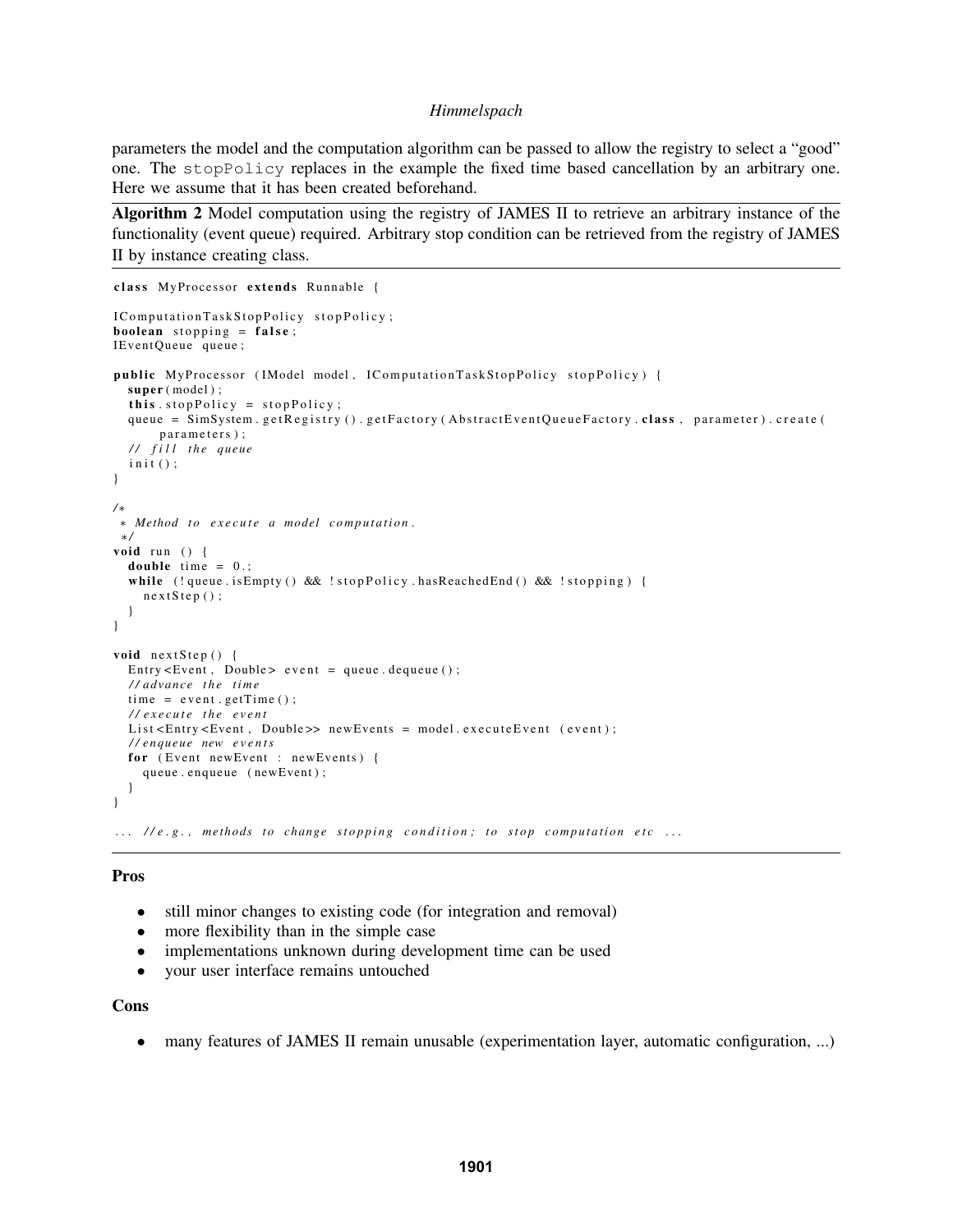parameters the model and the computation algorithm can be passed to allow the registry to select a "good" one. The `stopPolicy` replaces in the example the fixed time based cancellation by an arbitrary one. Here we assume that it has been created beforehand.

**Algorithm 2** Model computation using the registry of JAMES II to retrieve an arbitrary instance of the functionality (event queue) required. Arbitrary stop condition can be retrieved from the registry of JAMES II by instance creating class.

```
class MyProcessor extends Runnable {

IComputationTaskStopPolicy stopPolicy;
boolean stopping = false;
IEventQueue queue;

public MyProcessor (IModel model, IComputationTaskStopPolicy stopPolicy) {
  super(model);
  this.stopPolicy = stopPolicy;
  queue = SimSystem.getRegistry().getFactory(AbstractEventQueueFactory.class, parameter).create(
      parameters);
  // fill the queue
  init();
}

/*
 * Method to execute a model computation.
 */
void run () {
  double time = 0.;
  while (!queue.isEmpty() && !stopPolicy.hasReachedEnd() && !stopping) {
    nextStep();
  }
}

void nextStep() {
  Entry<Event, Double> event = queue.dequeue();
  //advance the time
  time = event.getTime();
  //execute the event
  List<Entry<Event, Double>> newEvents = model.executeEvent (event);
  //enqueue new events
  for (Event newEvent : newEvents) {
    queue.enqueue (newEvent);
  }
}

... //e.g., methods to change stopping condition; to stop computation etc ...
```

**Pros**

- still minor changes to existing code (for integration and removal)
- more flexibility than in the simple case
- implementations unknown during development time can be used
- your user interface remains untouched

**Cons**

- many features of JAMES II remain unusable (experimentation layer, automatic configuration, ...)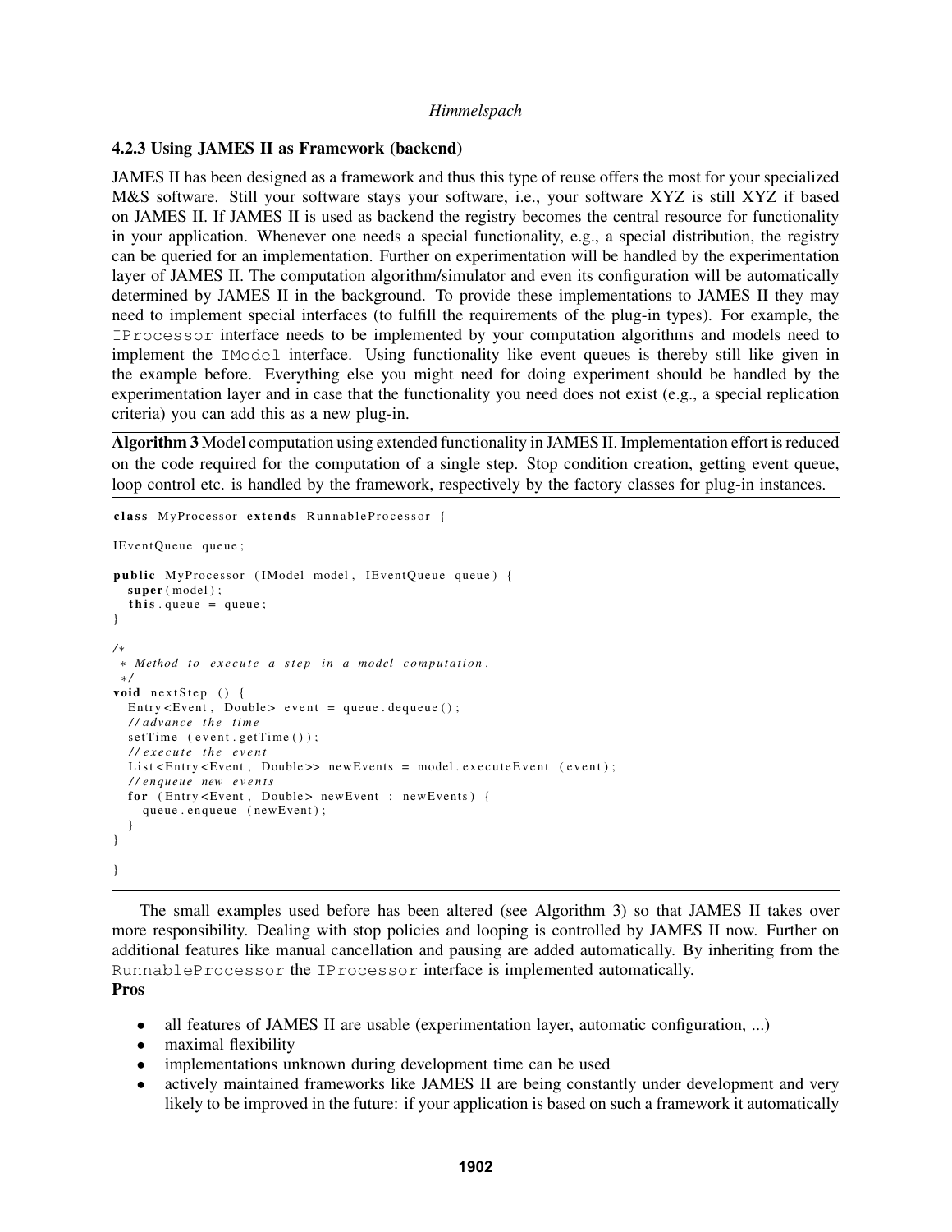### 4.2.3 Using JAMES II as Framework (backend)

JAMES II has been designed as a framework and thus this type of reuse offers the most for your specialized M&S software. Still your software stays your software, i.e., your software XYZ is still XYZ if based on JAMES II. If JAMES II is used as backend the registry becomes the central resource for functionality in your application. Whenever one needs a special functionality, e.g., a special distribution, the registry can be queried for an implementation. Further on experimentation will be handled by the experimentation layer of JAMES II. The computation algorithm/simulator and even its configuration will be automatically determined by JAMES II in the background. To provide these implementations to JAMES II they may need to implement special interfaces (to fulfill the requirements of the plug-in types). For example, the `IProcessor` interface needs to be implemented by your computation algorithms and models need to implement the `IModel` interface. Using functionality like event queues is thereby still like given in the example before. Everything else you might need for doing experiment should be handled by the experimentation layer and in case that the functionality you need does not exist (e.g., a special replication criteria) you can add this as a new plug-in.

**Algorithm 3** Model computation using extended functionality in JAMES II. Implementation effort is reduced on the code required for the computation of a single step. Stop condition creation, getting event queue, loop control etc. is handled by the framework, respectively by the factory classes for plug-in instances.

```
class MyProcessor extends RunnableProcessor {

IEventQueue queue;

public MyProcessor (IModel model, IEventQueue queue) {
  super(model);
  this.queue = queue;
}

/*
 * Method to execute a step in a model computation.
 */
void nextStep () {
  Entry<Event, Double> event = queue.dequeue();
  //advance the time
  setTime (event.getTime());
  //execute the event
  List<Entry<Event, Double>> newEvents = model.executeEvent (event);
  //enqueue new events
  for (Entry<Event, Double> newEvent : newEvents) {
    queue.enqueue (newEvent);
  }
}

}
```

The small examples used before has been altered (see Algorithm 3) so that JAMES II takes over more responsibility. Dealing with stop policies and looping is controlled by JAMES II now. Further on additional features like manual cancellation and pausing are added automatically. By inheriting from the `RunnableProcessor` the `IProcessor` interface is implemented automatically.

**Pros**

- all features of JAMES II are usable (experimentation layer, automatic configuration, ...)
- maximal flexibility
- implementations unknown during development time can be used
- actively maintained frameworks like JAMES II are being constantly under development and very likely to be improved in the future: if your application is based on such a framework it automatically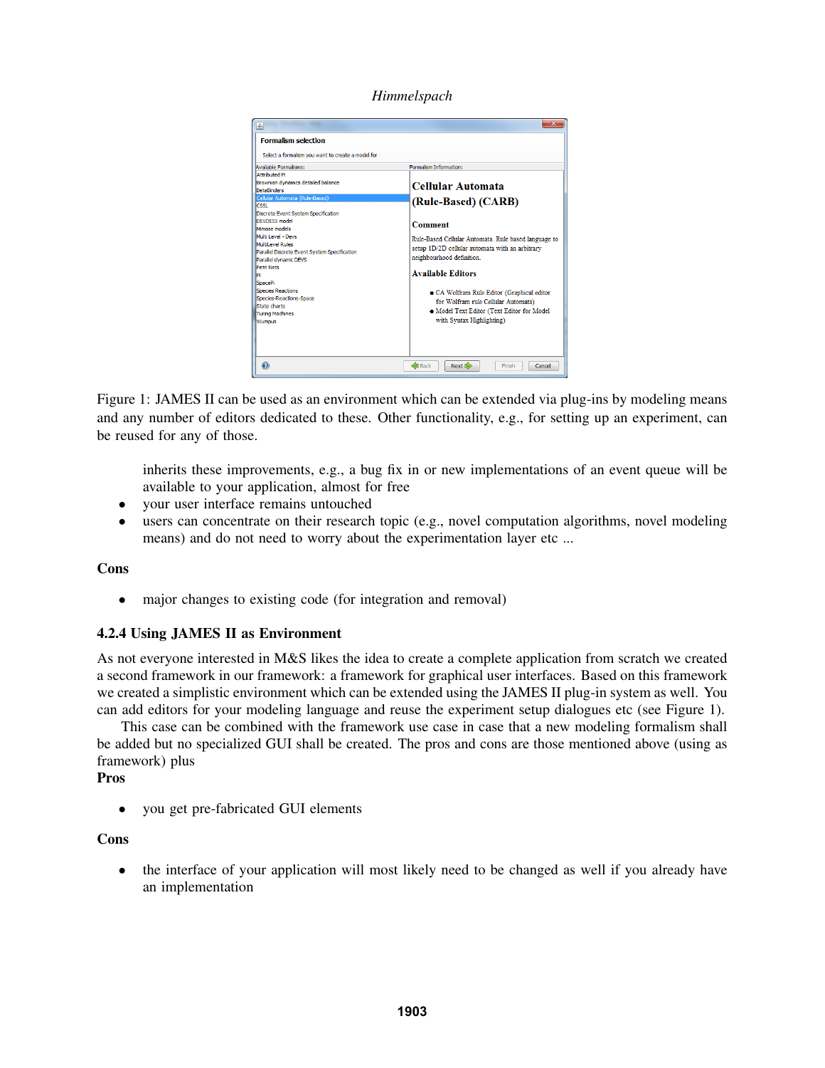Figure 1: JAMES II can be used as an environment which can be extended via plug-ins by modeling means and any number of editors dedicated to these. Other functionality, e.g., for setting up an experiment, can be reused for any of those.

inherits these improvements, e.g., a bug fix in or new implementations of an event queue will be available to your application, almost for free

- your user interface remains untouched
- users can concentrate on their research topic (e.g., novel computation algorithms, novel modeling means) and do not need to worry about the experimentation layer etc ...

**Cons**

- major changes to existing code (for integration and removal)

### 4.2.4 Using JAMES II as Environment

As not everyone interested in M&S likes the idea to create a complete application from scratch we created a second framework in our framework: a framework for graphical user interfaces. Based on this framework we created a simplistic environment which can be extended using the JAMES II plug-in system as well. You can add editors for your modeling language and reuse the experiment setup dialogues etc (see Figure 1).

This case can be combined with the framework use case in case that a new modeling formalism shall be added but no specialized GUI shall be created. The pros and cons are those mentioned above (using as framework) plus

**Pros**

- you get pre-fabricated GUI elements

**Cons**

- the interface of your application will most likely need to be changed as well if you already have an implementation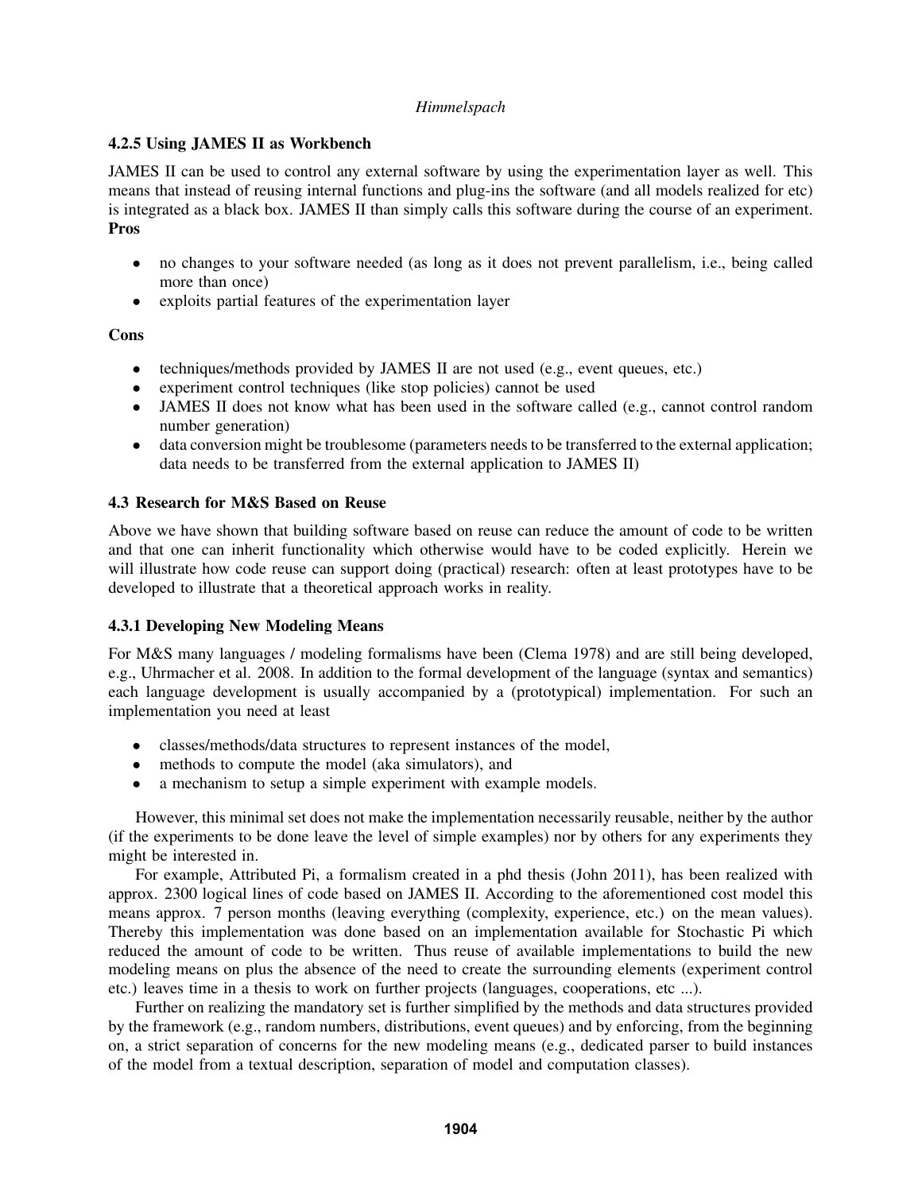### 4.2.5 Using JAMES II as Workbench

JAMES II can be used to control any external software by using the experimentation layer as well. This means that instead of reusing internal functions and plug-ins the software (and all models realized for etc) is integrated as a black box. JAMES II than simply calls this software during the course of an experiment.

**Pros**

- no changes to your software needed (as long as it does not prevent parallelism, i.e., being called more than once)
- exploits partial features of the experimentation layer

**Cons**

- techniques/methods provided by JAMES II are not used (e.g., event queues, etc.)
- experiment control techniques (like stop policies) cannot be used
- JAMES II does not know what has been used in the software called (e.g., cannot control random number generation)
- data conversion might be troublesome (parameters needs to be transferred to the external application; data needs to be transferred from the external application to JAMES II)

### 4.3 Research for M&S Based on Reuse

Above we have shown that building software based on reuse can reduce the amount of code to be written and that one can inherit functionality which otherwise would have to be coded explicitly. Herein we will illustrate how code reuse can support doing (practical) research: often at least prototypes have to be developed to illustrate that a theoretical approach works in reality.

### 4.3.1 Developing New Modeling Means

For M&S many languages / modeling formalisms have been (Clema 1978) and are still being developed, e.g., Uhrmacher et al. 2008. In addition to the formal development of the language (syntax and semantics) each language development is usually accompanied by a (prototypical) implementation. For such an implementation you need at least

- classes/methods/data structures to represent instances of the model,
- methods to compute the model (aka simulators), and
- a mechanism to setup a simple experiment with example models.

However, this minimal set does not make the implementation necessarily reusable, neither by the author (if the experiments to be done leave the level of simple examples) nor by others for any experiments they might be interested in.

For example, Attributed Pi, a formalism created in a phd thesis (John 2011), has been realized with approx. 2300 logical lines of code based on JAMES II. According to the aforementioned cost model this means approx. 7 person months (leaving everything (complexity, experience, etc.) on the mean values). Thereby this implementation was done based on an implementation available for Stochastic Pi which reduced the amount of code to be written. Thus reuse of available implementations to build the new modeling means on plus the absence of the need to create the surrounding elements (experiment control etc.) leaves time in a thesis to work on further projects (languages, cooperations, etc ...).

Further on realizing the mandatory set is further simplified by the methods and data structures provided by the framework (e.g., random numbers, distributions, event queues) and by enforcing, from the beginning on, a strict separation of concerns for the new modeling means (e.g., dedicated parser to build instances of the model from a textual description, separation of model and computation classes).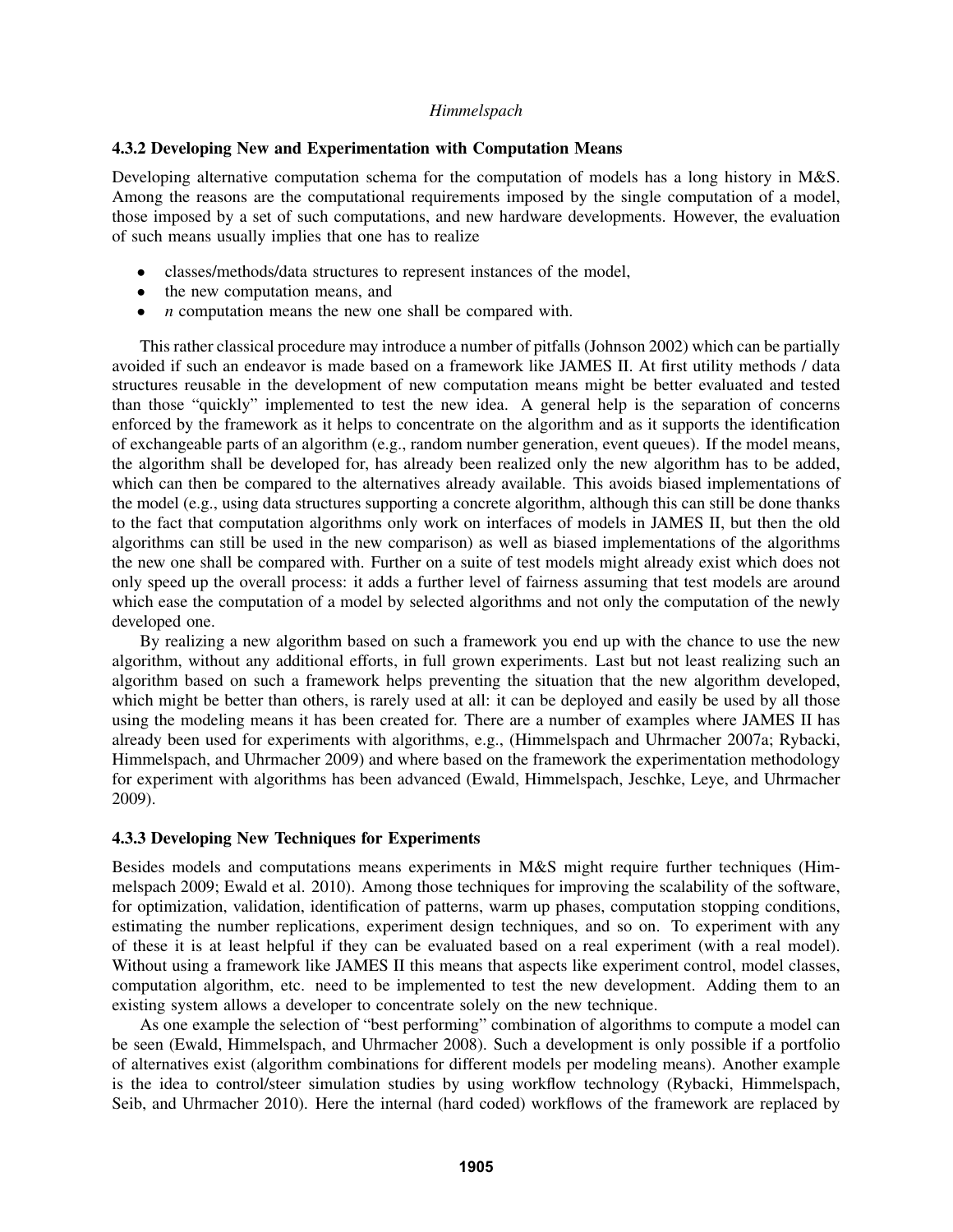### 4.3.2 Developing New and Experimentation with Computation Means

Developing alternative computation schema for the computation of models has a long history in M&S. Among the reasons are the computational requirements imposed by the single computation of a model, those imposed by a set of such computations, and new hardware developments. However, the evaluation of such means usually implies that one has to realize

- classes/methods/data structures to represent instances of the model,
- the new computation means, and
- $n$ computation means the new one shall be compared with.

This rather classical procedure may introduce a number of pitfalls (Johnson 2002) which can be partially avoided if such an endeavor is made based on a framework like JAMES II. At first utility methods / data structures reusable in the development of new computation means might be better evaluated and tested than those "quickly" implemented to test the new idea. A general help is the separation of concerns enforced by the framework as it helps to concentrate on the algorithm and as it supports the identification of exchangeable parts of an algorithm (e.g., random number generation, event queues). If the model means, the algorithm shall be developed for, has already been realized only the new algorithm has to be added, which can then be compared to the alternatives already available. This avoids biased implementations of the model (e.g., using data structures supporting a concrete algorithm, although this can still be done thanks to the fact that computation algorithms only work on interfaces of models in JAMES II, but then the old algorithms can still be used in the new comparison) as well as biased implementations of the algorithms the new one shall be compared with. Further on a suite of test models might already exist which does not only speed up the overall process: it adds a further level of fairness assuming that test models are around which ease the computation of a model by selected algorithms and not only the computation of the newly developed one.

By realizing a new algorithm based on such a framework you end up with the chance to use the new algorithm, without any additional efforts, in full grown experiments. Last but not least realizing such an algorithm based on such a framework helps preventing the situation that the new algorithm developed, which might be better than others, is rarely used at all: it can be deployed and easily be used by all those using the modeling means it has been created for. There are a number of examples where JAMES II has already been used for experiments with algorithms, e.g., (Himmelspach and Uhrmacher 2007a; Rybacki, Himmelspach, and Uhrmacher 2009) and where based on the framework the experimentation methodology for experiment with algorithms has been advanced (Ewald, Himmelspach, Jeschke, Leye, and Uhrmacher 2009).

### 4.3.3 Developing New Techniques for Experiments

Besides models and computations means experiments in M&S might require further techniques (Himmelspach 2009; Ewald et al. 2010). Among those techniques for improving the scalability of the software, for optimization, validation, identification of patterns, warm up phases, computation stopping conditions, estimating the number replications, experiment design techniques, and so on. To experiment with any of these it is at least helpful if they can be evaluated based on a real experiment (with a real model). Without using a framework like JAMES II this means that aspects like experiment control, model classes, computation algorithm, etc. need to be implemented to test the new development. Adding them to an existing system allows a developer to concentrate solely on the new technique.

As one example the selection of "best performing" combination of algorithms to compute a model can be seen (Ewald, Himmelspach, and Uhrmacher 2008). Such a development is only possible if a portfolio of alternatives exist (algorithm combinations for different models per modeling means). Another example is the idea to control/steer simulation studies by using workflow technology (Rybacki, Himmelspach, Seib, and Uhrmacher 2010). Here the internal (hard coded) workflows of the framework are replaced by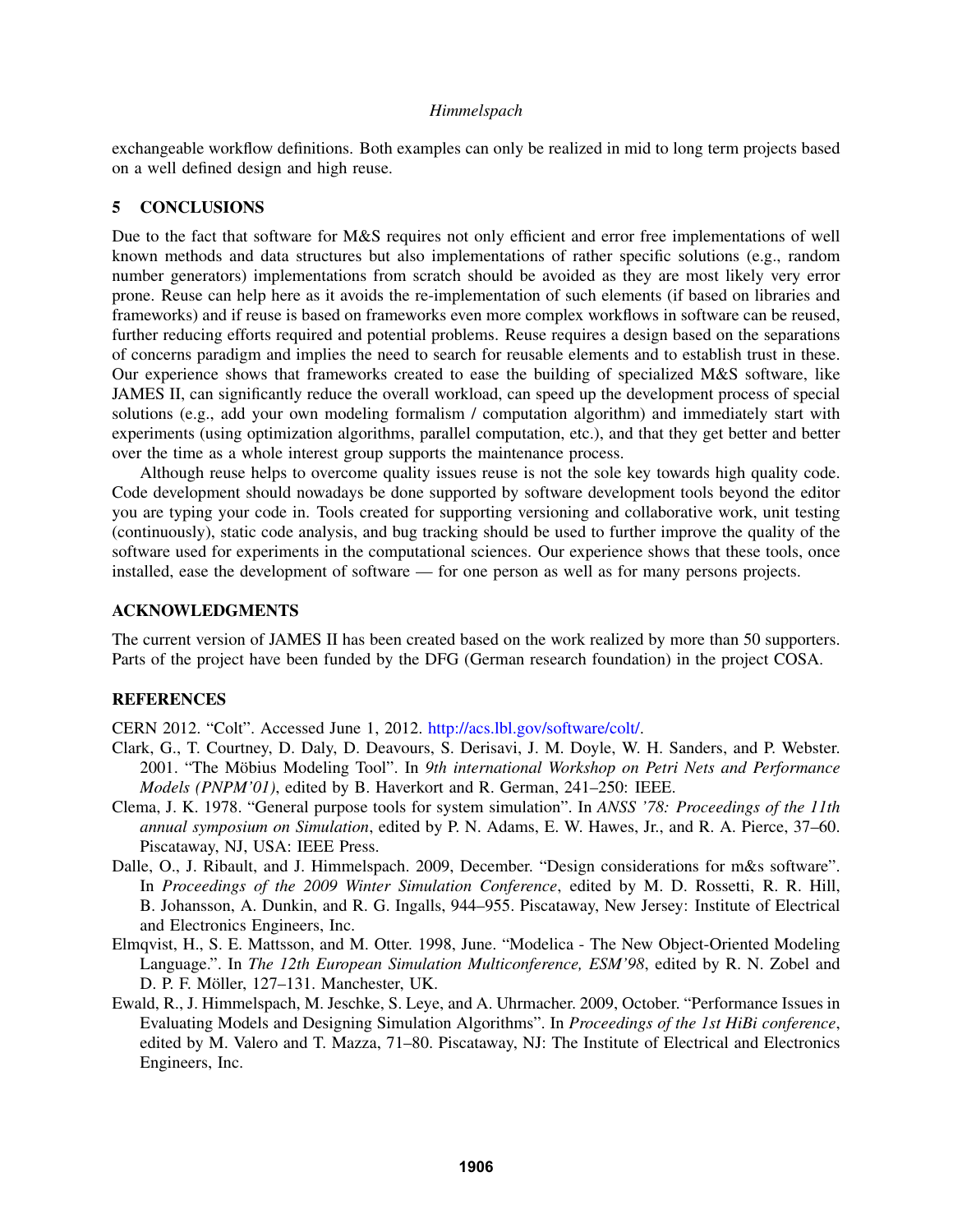exchangeable workflow definitions. Both examples can only be realized in mid to long term projects based on a well defined design and high reuse.

## 5 CONCLUSIONS

Due to the fact that software for M&S requires not only efficient and error free implementations of well known methods and data structures but also implementations of rather specific solutions (e.g., random number generators) implementations from scratch should be avoided as they are most likely very error prone. Reuse can help here as it avoids the re-implementation of such elements (if based on libraries and frameworks) and if reuse is based on frameworks even more complex workflows in software can be reused, further reducing efforts required and potential problems. Reuse requires a design based on the separations of concerns paradigm and implies the need to search for reusable elements and to establish trust in these. Our experience shows that frameworks created to ease the building of specialized M&S software, like JAMES II, can significantly reduce the overall workload, can speed up the development process of special solutions (e.g., add your own modeling formalism / computation algorithm) and immediately start with experiments (using optimization algorithms, parallel computation, etc.), and that they get better and better over the time as a whole interest group supports the maintenance process.

Although reuse helps to overcome quality issues reuse is not the sole key towards high quality code. Code development should nowadays be done supported by software development tools beyond the editor you are typing your code in. Tools created for supporting versioning and collaborative work, unit testing (continuously), static code analysis, and bug tracking should be used to further improve the quality of the software used for experiments in the computational sciences. Our experience shows that these tools, once installed, ease the development of software — for one person as well as for many persons projects.

## ACKNOWLEDGMENTS

The current version of JAMES II has been created based on the work realized by more than 50 supporters. Parts of the project have been funded by the DFG (German research foundation) in the project COSA.

## REFERENCES

CERN 2012. "Colt". Accessed June 1, 2012. http://acs.lbl.gov/software/colt/.

Clark, G., T. Courtney, D. Daly, D. Deavours, S. Derisavi, J. M. Doyle, W. H. Sanders, and P. Webster. 2001. "The Möbius Modeling Tool". In *9th international Workshop on Petri Nets and Performance Models (PNPM'01)*, edited by B. Haverkort and R. German, 241–250: IEEE.

Clema, J. K. 1978. "General purpose tools for system simulation". In *ANSS '78: Proceedings of the 11th annual symposium on Simulation*, edited by P. N. Adams, E. W. Hawes, Jr., and R. A. Pierce, 37–60. Piscataway, NJ, USA: IEEE Press.

Dalle, O., J. Ribault, and J. Himmelspach. 2009, December. "Design considerations for m&s software". In *Proceedings of the 2009 Winter Simulation Conference*, edited by M. D. Rossetti, R. R. Hill, B. Johansson, A. Dunkin, and R. G. Ingalls, 944–955. Piscataway, New Jersey: Institute of Electrical and Electronics Engineers, Inc.

Elmqvist, H., S. E. Mattsson, and M. Otter. 1998, June. "Modelica - The New Object-Oriented Modeling Language.". In *The 12th European Simulation Multiconference, ESM'98*, edited by R. N. Zobel and D. P. F. Möller, 127–131. Manchester, UK.

Ewald, R., J. Himmelspach, M. Jeschke, S. Leye, and A. Uhrmacher. 2009, October. "Performance Issues in Evaluating Models and Designing Simulation Algorithms". In *Proceedings of the 1st HiBi conference*, edited by M. Valero and T. Mazza, 71–80. Piscataway, NJ: The Institute of Electrical and Electronics Engineers, Inc.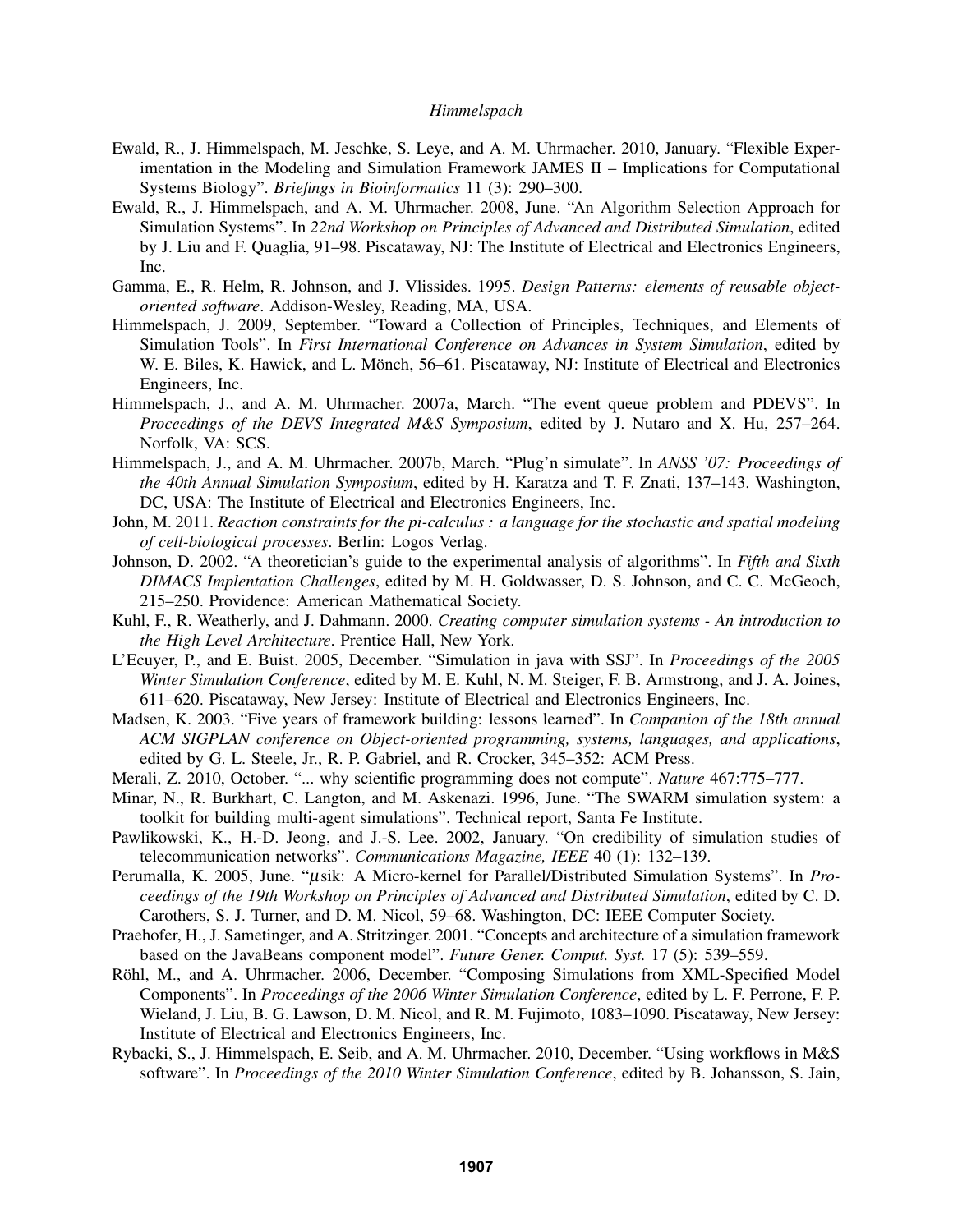Ewald, R., J. Himmelspach, M. Jeschke, S. Leye, and A. M. Uhrmacher. 2010, January. "Flexible Experimentation in the Modeling and Simulation Framework JAMES II – Implications for Computational Systems Biology". *Briefings in Bioinformatics* 11 (3): 290–300.

Ewald, R., J. Himmelspach, and A. M. Uhrmacher. 2008, June. "An Algorithm Selection Approach for Simulation Systems". In *22nd Workshop on Principles of Advanced and Distributed Simulation*, edited by J. Liu and F. Quaglia, 91–98. Piscataway, NJ: The Institute of Electrical and Electronics Engineers, Inc.

Gamma, E., R. Helm, R. Johnson, and J. Vlissides. 1995. *Design Patterns: elements of reusable object-oriented software*. Addison-Wesley, Reading, MA, USA.

Himmelspach, J. 2009, September. "Toward a Collection of Principles, Techniques, and Elements of Simulation Tools". In *First International Conference on Advances in System Simulation*, edited by W. E. Biles, K. Hawick, and L. Mönch, 56–61. Piscataway, NJ: Institute of Electrical and Electronics Engineers, Inc.

Himmelspach, J., and A. M. Uhrmacher. 2007a, March. "The event queue problem and PDEVS". In *Proceedings of the DEVS Integrated M&S Symposium*, edited by J. Nutaro and X. Hu, 257–264. Norfolk, VA: SCS.

Himmelspach, J., and A. M. Uhrmacher. 2007b, March. "Plug'n simulate". In *ANSS '07: Proceedings of the 40th Annual Simulation Symposium*, edited by H. Karatza and T. F. Znati, 137–143. Washington, DC, USA: The Institute of Electrical and Electronics Engineers, Inc.

John, M. 2011. *Reaction constraints for the pi-calculus : a language for the stochastic and spatial modeling of cell-biological processes*. Berlin: Logos Verlag.

Johnson, D. 2002. "A theoretician's guide to the experimental analysis of algorithms". In *Fifth and Sixth DIMACS Implentation Challenges*, edited by M. H. Goldwasser, D. S. Johnson, and C. C. McGeoch, 215–250. Providence: American Mathematical Society.

Kuhl, F., R. Weatherly, and J. Dahmann. 2000. *Creating computer simulation systems - An introduction to the High Level Architecture*. Prentice Hall, New York.

L'Ecuyer, P., and E. Buist. 2005, December. "Simulation in java with SSJ". In *Proceedings of the 2005 Winter Simulation Conference*, edited by M. E. Kuhl, N. M. Steiger, F. B. Armstrong, and J. A. Joines, 611–620. Piscataway, New Jersey: Institute of Electrical and Electronics Engineers, Inc.

Madsen, K. 2003. "Five years of framework building: lessons learned". In *Companion of the 18th annual ACM SIGPLAN conference on Object-oriented programming, systems, languages, and applications*, edited by G. L. Steele, Jr., R. P. Gabriel, and R. Crocker, 345–352: ACM Press.

Merali, Z. 2010, October. "... why scientific programming does not compute". *Nature* 467:775–777.

Minar, N., R. Burkhart, C. Langton, and M. Askenazi. 1996, June. "The SWARM simulation system: a toolkit for building multi-agent simulations". Technical report, Santa Fe Institute.

Pawlikowski, K., H.-D. Jeong, and J.-S. Lee. 2002, January. "On credibility of simulation studies of telecommunication networks". *Communications Magazine, IEEE* 40 (1): 132–139.

Perumalla, K. 2005, June. "$\mu$sik: A Micro-kernel for Parallel/Distributed Simulation Systems". In *Proceedings of the 19th Workshop on Principles of Advanced and Distributed Simulation*, edited by C. D. Carothers, S. J. Turner, and D. M. Nicol, 59–68. Washington, DC: IEEE Computer Society.

Praehofer, H., J. Sametinger, and A. Stritzinger. 2001. "Concepts and architecture of a simulation framework based on the JavaBeans component model". *Future Gener. Comput. Syst.* 17 (5): 539–559.

Röhl, M., and A. Uhrmacher. 2006, December. "Composing Simulations from XML-Specified Model Components". In *Proceedings of the 2006 Winter Simulation Conference*, edited by L. F. Perrone, F. P. Wieland, J. Liu, B. G. Lawson, D. M. Nicol, and R. M. Fujimoto, 1083–1090. Piscataway, New Jersey: Institute of Electrical and Electronics Engineers, Inc.

Rybacki, S., J. Himmelspach, E. Seib, and A. M. Uhrmacher. 2010, December. "Using workflows in M&S software". In *Proceedings of the 2010 Winter Simulation Conference*, edited by B. Johansson, S. Jain,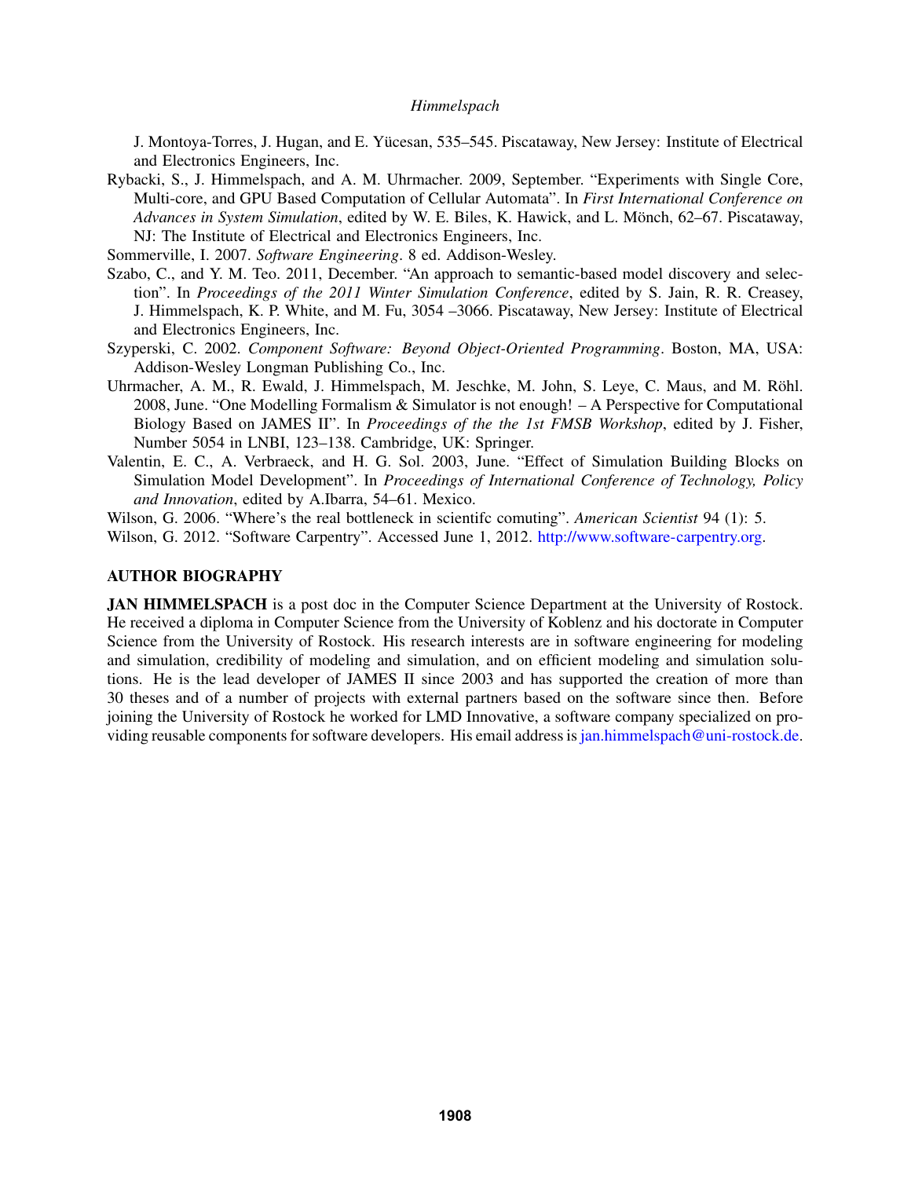J. Montoya-Torres, J. Hugan, and E. Yücesan, 535–545. Piscataway, New Jersey: Institute of Electrical and Electronics Engineers, Inc.

Rybacki, S., J. Himmelspach, and A. M. Uhrmacher. 2009, September. "Experiments with Single Core, Multi-core, and GPU Based Computation of Cellular Automata". In *First International Conference on Advances in System Simulation*, edited by W. E. Biles, K. Hawick, and L. Mönch, 62–67. Piscataway, NJ: The Institute of Electrical and Electronics Engineers, Inc.

Sommerville, I. 2007. *Software Engineering*. 8 ed. Addison-Wesley.

Szabo, C., and Y. M. Teo. 2011, December. "An approach to semantic-based model discovery and selection". In *Proceedings of the 2011 Winter Simulation Conference*, edited by S. Jain, R. R. Creasey, J. Himmelspach, K. P. White, and M. Fu, 3054 –3066. Piscataway, New Jersey: Institute of Electrical and Electronics Engineers, Inc.

Szyperski, C. 2002. *Component Software: Beyond Object-Oriented Programming*. Boston, MA, USA: Addison-Wesley Longman Publishing Co., Inc.

Uhrmacher, A. M., R. Ewald, J. Himmelspach, M. Jeschke, M. John, S. Leye, C. Maus, and M. Röhl. 2008, June. "One Modelling Formalism & Simulator is not enough! – A Perspective for Computational Biology Based on JAMES II". In *Proceedings of the the 1st FMSB Workshop*, edited by J. Fisher, Number 5054 in LNBI, 123–138. Cambridge, UK: Springer.

Valentin, E. C., A. Verbraeck, and H. G. Sol. 2003, June. "Effect of Simulation Building Blocks on Simulation Model Development". In *Proceedings of International Conference of Technology, Policy and Innovation*, edited by A.Ibarra, 54–61. Mexico.

Wilson, G. 2006. "Where's the real bottleneck in scientifc comuting". *American Scientist* 94 (1): 5.

Wilson, G. 2012. "Software Carpentry". Accessed June 1, 2012. http://www.software-carpentry.org.

## AUTHOR BIOGRAPHY

**JAN HIMMELSPACH** is a post doc in the Computer Science Department at the University of Rostock. He received a diploma in Computer Science from the University of Koblenz and his doctorate in Computer Science from the University of Rostock. His research interests are in software engineering for modeling and simulation, credibility of modeling and simulation, and on efficient modeling and simulation solutions. He is the lead developer of JAMES II since 2003 and has supported the creation of more than 30 theses and of a number of projects with external partners based on the software since then. Before joining the University of Rostock he worked for LMD Innovative, a software company specialized on providing reusable components for software developers. His email address is jan.himmelspach@uni-rostock.de.